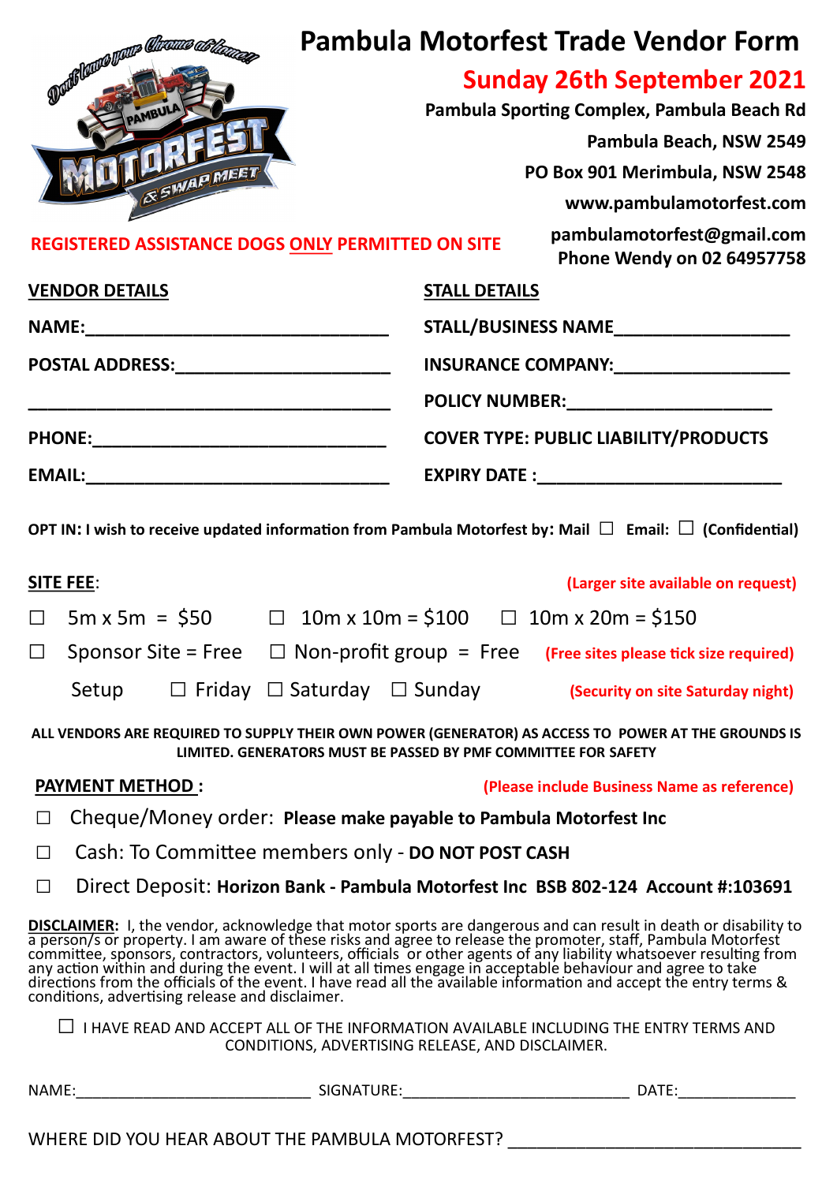# Pambula Motorfest Trade Vendor Form

**Sunday 26th September 2021**

**Pambula Sporting Complex, Pambula Beach Rd**

**Pambula Beach, NSW 2549**

**PO Box 901 Merimbula, NSW 2548**

**www.pambulamotorfest.com**

**pambulamotorfest@gmail.com**

**Phone Wendy on 02 64957758**

**REGISTERED ASSISTANCE DOGS ONLY PERMITTED ON SITE**

## VENDOR DETAILS

**NAME:**______________________________

**POSTAL ADDRESS:**______________________

____________________________________

**PHONE:**_____________________________

**EMAIL:**______________________________

## STALL DETAILS

**STALL/BUSINESS NAME**_________________

**INSURANCE COMPANY:**_________________

**POLICY NUMBER:**_____________________

**COVER TYPE: PUBLIC LIABILITY/PRODUCTS**

**EXPIRY DATE :**________________________

**OPT IN: I wish to receive updated information from Pambula Motorfest by: Mail ☐ Email: ☐ (Confidential)**

## SITE FEE:

**(Larger site available on request)**

☐ 5m x 5m = $50 ☐ 10m x 10m = $100 ☐ 10m x 20m = $150

☐ Sponsor Site = Free ☐ Non-profit group = Free **(Free sites please tick size required)**

Setup ☐ Friday ☐ Saturday ☐ Sunday **(Security on site Saturday night)**

**ALL VENDORS ARE REQUIRED TO SUPPLY THEIR OWN POWER (GENERATOR) AS ACCESS TO POWER AT THE GROUNDS IS LIMITED. GENERATORS MUST BE PASSED BY PMF COMMITTEE FOR SAFETY**

## PAYMENT METHOD :

**(Please include Business Name as reference)**

☐ Cheque/Money order: **Please make payable to Pambula Motorfest Inc**

☐ Cash: To Committee members only - **DO NOT POST CASH**

☐ Direct Deposit: **Horizon Bank - Pambula Motorfest Inc BSB 802-124 Account #:103691**

**DISCLAIMER:** I, the vendor, acknowledge that motor sports are dangerous and can result in death or disability to a person/s or property. I am aware of these risks and agree to release the promoter, staff, Pambula Motorfest committee, sponsors, contractors, volunteers, officials or other agents of any liability whatsoever resulting from any action within and during the event. I will at all times engage in acceptable behaviour and agree to take directions from the officials of the event. I have read all the available information and accept the entry terms & conditions, advertising release and disclaimer.

☐ I HAVE READ AND ACCEPT ALL OF THE INFORMATION AVAILABLE INCLUDING THE ENTRY TERMS AND CONDITIONS, ADVERTISING RELEASE, AND DISCLAIMER.

NAME:__________________________ SIGNATURE:__________________________ DATE:_____________

WHERE DID YOU HEAR ABOUT THE PAMBULA MOTORFEST? ______________________________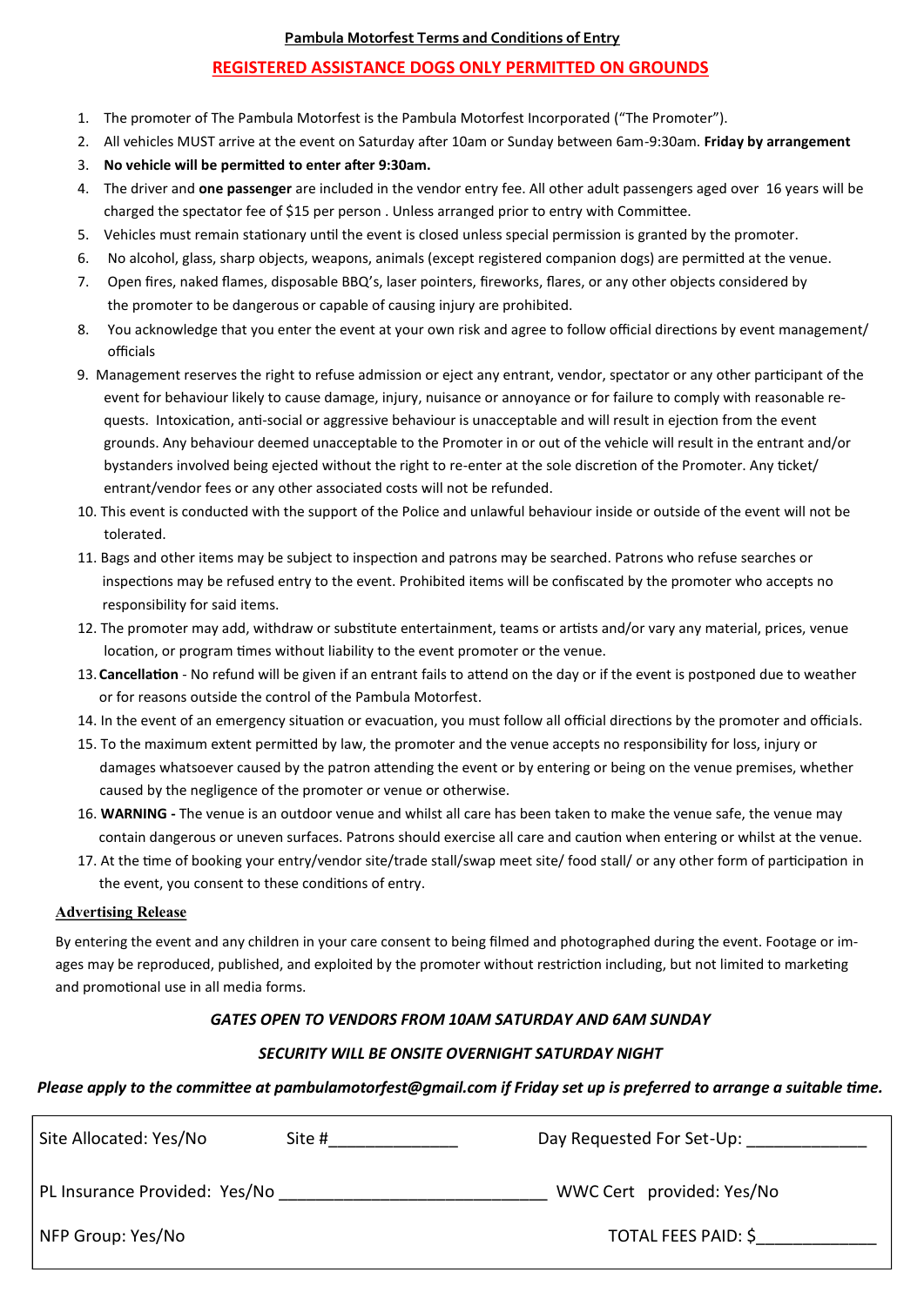**Pambula Motorfest Terms and Conditions of Entry**

**REGISTERED ASSISTANCE DOGS ONLY PERMITTED ON GROUNDS**

1. The promoter of The Pambula Motorfest is the Pambula Motorfest Incorporated ("The Promoter").
2. All vehicles MUST arrive at the event on Saturday after 10am or Sunday between 6am-9:30am. **Friday by arrangement**
3. **No vehicle will be permitted to enter after 9:30am.**
4. The driver and **one passenger** are included in the vendor entry fee. All other adult passengers aged over 16 years will be charged the spectator fee of $15 per person . Unless arranged prior to entry with Committee.
5. Vehicles must remain stationary until the event is closed unless special permission is granted by the promoter.
6. No alcohol, glass, sharp objects, weapons, animals (except registered companion dogs) are permitted at the venue.
7. Open fires, naked flames, disposable BBQ's, laser pointers, fireworks, flares, or any other objects considered by the promoter to be dangerous or capable of causing injury are prohibited.
8. You acknowledge that you enter the event at your own risk and agree to follow official directions by event management/ officials
9. Management reserves the right to refuse admission or eject any entrant, vendor, spectator or any other participant of the event for behaviour likely to cause damage, injury, nuisance or annoyance or for failure to comply with reasonable requests. Intoxication, anti-social or aggressive behaviour is unacceptable and will result in ejection from the event grounds. Any behaviour deemed unacceptable to the Promoter in or out of the vehicle will result in the entrant and/or bystanders involved being ejected without the right to re-enter at the sole discretion of the Promoter. Any ticket/ entrant/vendor fees or any other associated costs will not be refunded.
10. This event is conducted with the support of the Police and unlawful behaviour inside or outside of the event will not be tolerated.
11. Bags and other items may be subject to inspection and patrons may be searched. Patrons who refuse searches or inspections may be refused entry to the event. Prohibited items will be confiscated by the promoter who accepts no responsibility for said items.
12. The promoter may add, withdraw or substitute entertainment, teams or artists and/or vary any material, prices, venue location, or program times without liability to the event promoter or the venue.
13. **Cancellation** - No refund will be given if an entrant fails to attend on the day or if the event is postponed due to weather or for reasons outside the control of the Pambula Motorfest.
14. In the event of an emergency situation or evacuation, you must follow all official directions by the promoter and officials.
15. To the maximum extent permitted by law, the promoter and the venue accepts no responsibility for loss, injury or damages whatsoever caused by the patron attending the event or by entering or being on the venue premises, whether caused by the negligence of the promoter or venue or otherwise.
16. **WARNING -** The venue is an outdoor venue and whilst all care has been taken to make the venue safe, the venue may contain dangerous or uneven surfaces. Patrons should exercise all care and caution when entering or whilst at the venue.
17. At the time of booking your entry/vendor site/trade stall/swap meet site/ food stall/ or any other form of participation in the event, you consent to these conditions of entry.

**Advertising Release**

By entering the event and any children in your care consent to being filmed and photographed during the event. Footage or images may be reproduced, published, and exploited by the promoter without restriction including, but not limited to marketing and promotional use in all media forms.

***GATES OPEN TO VENDORS FROM 10AM SATURDAY AND 6AM SUNDAY***

***SECURITY WILL BE ONSITE OVERNIGHT SATURDAY NIGHT***

***Please apply to the committee at pambulamotorfest@gmail.com if Friday set up is preferred to arrange a suitable time.***

| | | |
|---|---|---|
| Site Allocated: Yes/No | Site #______________ | Day Requested For Set-Up: _____________ |
| PL Insurance Provided: Yes/No ____________________________ | | WWC Cert provided: Yes/No |
| NFP Group: Yes/No | | TOTAL FEES PAID: $_____________ |